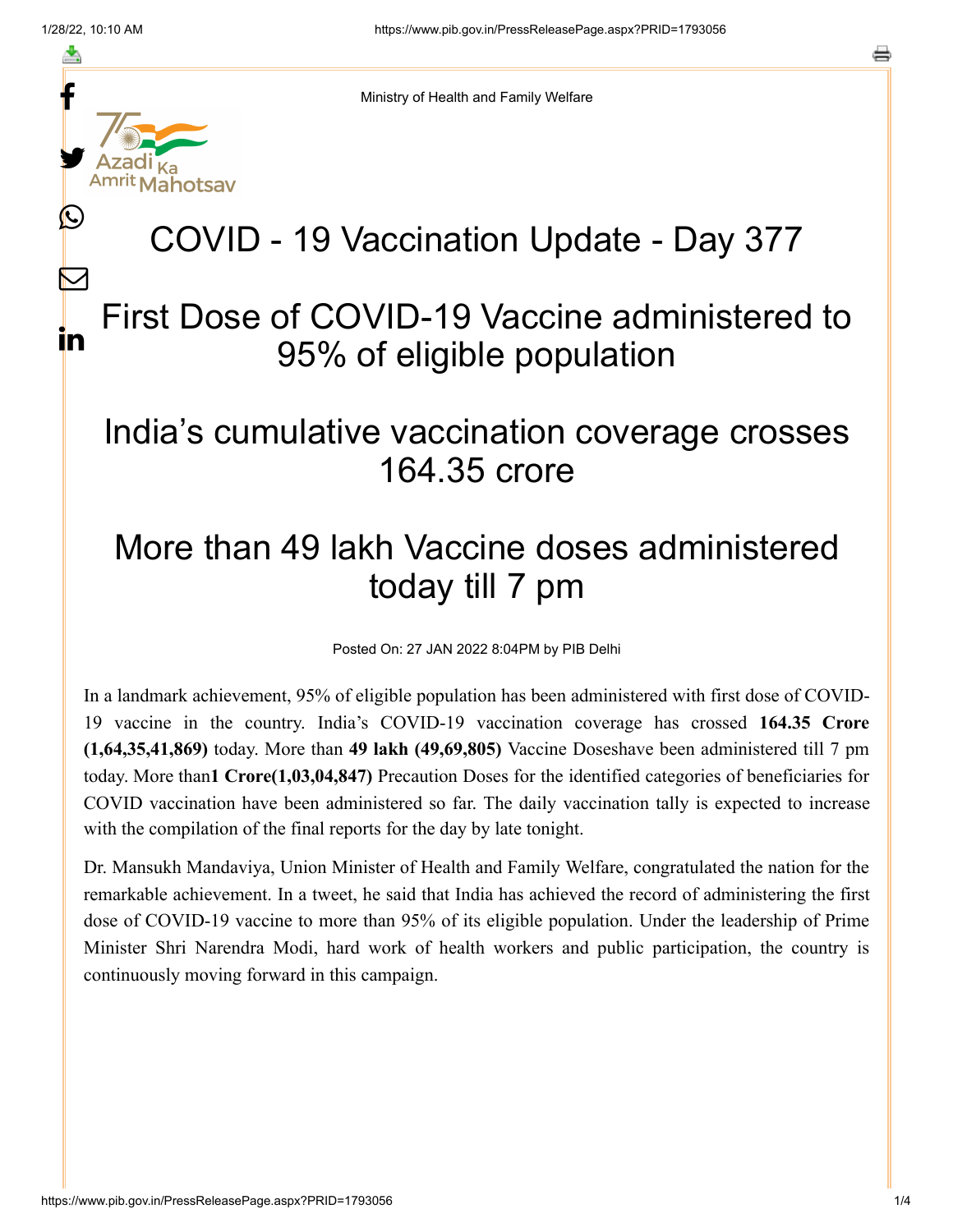Ministry of Health and Family Welfare

# COVID - 19 Vaccination Update - Day 377

## First Dose of COVID-19 Vaccine administered to 95% of eligible population

## India's cumulative vaccination coverage crosses 164.35 crore

## More than 49 lakh Vaccine doses administered today till 7 pm

Posted On: 27 JAN 2022 8:04PM by PIB Delhi

In a landmark achievement, 95% of eligible population has been administered with first dose of COVID-19 vaccine in the country. India's COVID-19 vaccination coverage has crossed **164.35 Crore (1,64,35,41,869)** today. More than **49 lakh (49,69,805)** Vaccine Doseshave been administered till 7 pm today. More than**1 Crore(1,03,04,847)** Precaution Doses for the identified categories of beneficiaries for COVID vaccination have been administered so far. The daily vaccination tally is expected to increase with the compilation of the final reports for the day by late tonight.

Dr. Mansukh Mandaviya, Union Minister of Health and Family Welfare, congratulated the nation for the remarkable achievement. In a tweet, he said that India has achieved the record of administering the first dose of COVID-19 vaccine to more than 95% of its eligible population. Under the leadership of Prime Minister Shri Narendra Modi, hard work of health workers and public participation, the country is continuously moving forward in this campaign.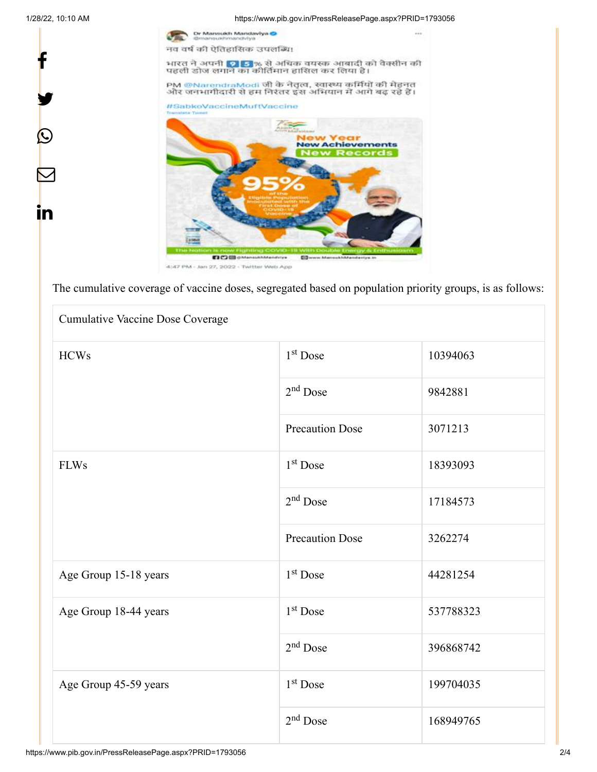The cumulative coverage of vaccine doses, segregated based on population priority groups, is as follows:

| Cumulative Vaccine Dose Coverage | | |
|---|---|---|
| HCWs | 1st Dose | 10394063 |
| | 2nd Dose | 9842881 |
| | Precaution Dose | 3071213 |
| FLWs | 1st Dose | 18393093 |
| | 2nd Dose | 17184573 |
| | Precaution Dose | 3262274 |
| Age Group 15-18 years | 1st Dose | 44281254 |
| Age Group 18-44 years | 1st Dose | 537788323 |
| | 2nd Dose | 396868742 |
| Age Group 45-59 years | 1st Dose | 199704035 |
| | 2nd Dose | 168949765 |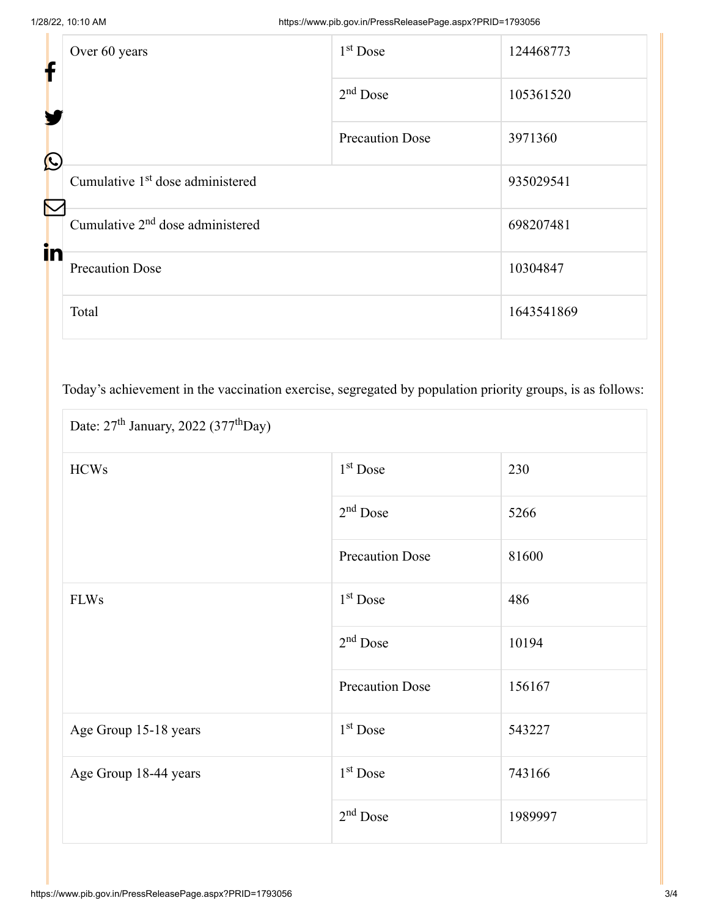| Over 60 years | 1st Dose | 124468773 |
|---|---|---|
| | 2nd Dose | 105361520 |
| | Precaution Dose | 3971360 |
| Cumulative 1st dose administered | | 935029541 |
| Cumulative 2nd dose administered | | 698207481 |
| Precaution Dose | | 10304847 |
| Total | | 1643541869 |

Today's achievement in the vaccination exercise, segregated by population priority groups, is as follows:

| Date: 27th January, 2022 (377thDay) | | |
|---|---|---|
| HCWs | 1st Dose | 230 |
| | 2nd Dose | 5266 |
| | Precaution Dose | 81600 |
| FLWs | 1st Dose | 486 |
| | 2nd Dose | 10194 |
| | Precaution Dose | 156167 |
| Age Group 15-18 years | 1st Dose | 543227 |
| Age Group 18-44 years | 1st Dose | 743166 |
| | 2nd Dose | 1989997 |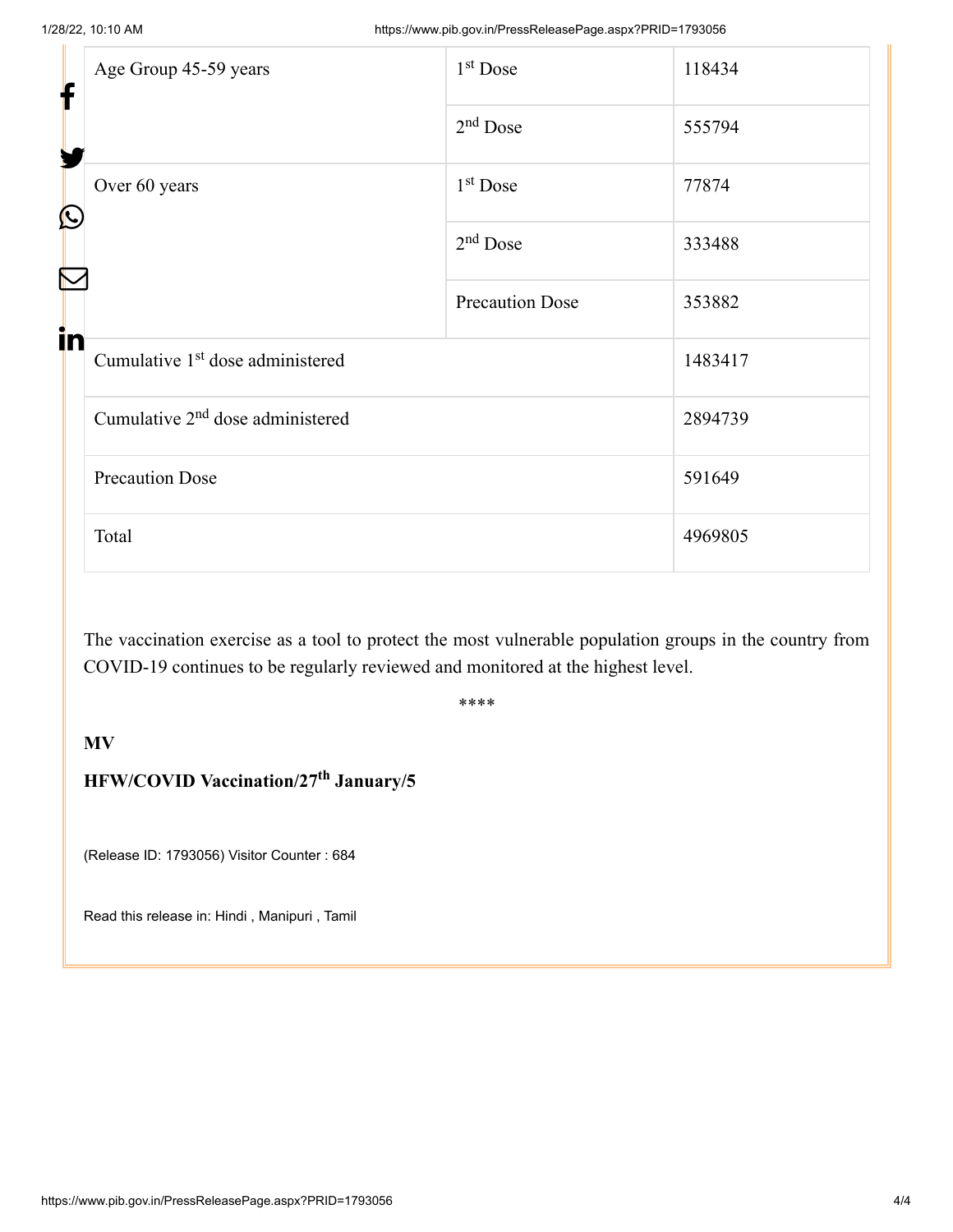| | | |
|---|---|---|
| Age Group 45-59 years | 1st Dose | 118434 |
| | 2nd Dose | 555794 |
| Over 60 years | 1st Dose | 77874 |
| | 2nd Dose | 333488 |
| | Precaution Dose | 353882 |
| Cumulative 1st dose administered | | 1483417 |
| Cumulative 2nd dose administered | | 2894739 |
| Precaution Dose | | 591649 |
| Total | | 4969805 |

The vaccination exercise as a tool to protect the most vulnerable population groups in the country from COVID-19 continues to be regularly reviewed and monitored at the highest level.

****

**MV**

**HFW/COVID Vaccination/27th January/5**

(Release ID: 1793056) Visitor Counter : 684

Read this release in: Hindi , Manipuri , Tamil